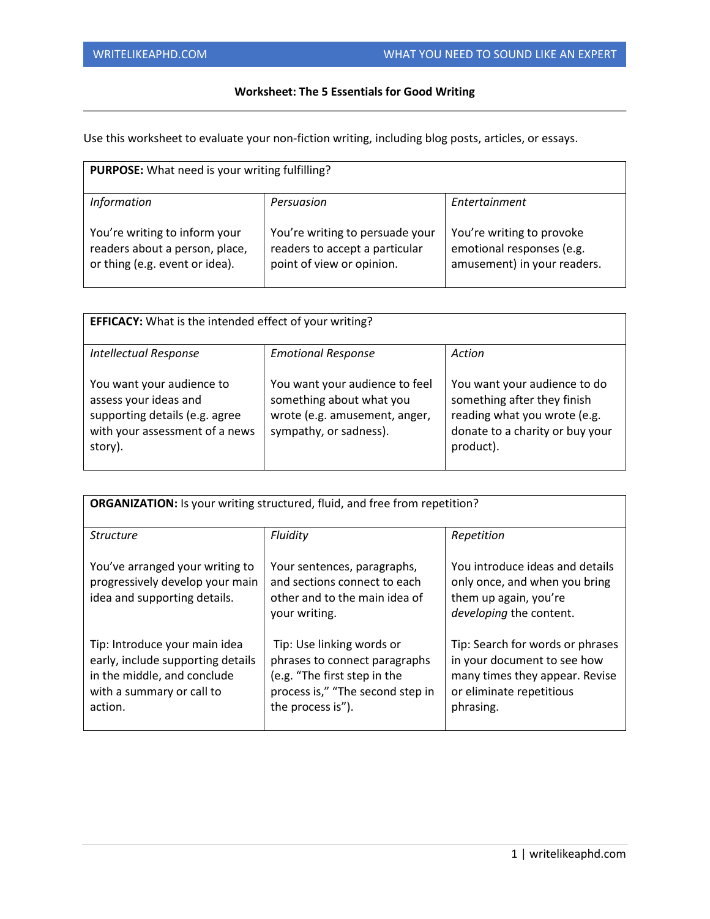# Worksheet: The 5 Essentials for Good Writing

Use this worksheet to evaluate your non-fiction writing, including blog posts, articles, or essays.

| **PURPOSE:** What need is your writing fulfilling? | | |
|---|---|---|
| *Information*<br><br>You're writing to inform your readers about a person, place, or thing (e.g. event or idea). | *Persuasion*<br><br>You're writing to persuade your readers to accept a particular point of view or opinion. | *Entertainment*<br><br>You're writing to provoke emotional responses (e.g. amusement) in your readers. |

| **EFFICACY:** What is the intended effect of your writing? | | |
|---|---|---|
| *Intellectual Response*<br><br>You want your audience to assess your ideas and supporting details (e.g. agree with your assessment of a news story). | *Emotional Response*<br><br>You want your audience to feel something about what you wrote (e.g. amusement, anger, sympathy, or sadness). | *Action*<br><br>You want your audience to do something after they finish reading what you wrote (e.g. donate to a charity or buy your product). |

| **ORGANIZATION:** Is your writing structured, fluid, and free from repetition? | | |
|---|---|---|
| *Structure*<br><br>You've arranged your writing to progressively develop your main idea and supporting details.<br><br>Tip: Introduce your main idea early, include supporting details in the middle, and conclude with a summary or call to action. | *Fluidity*<br><br>Your sentences, paragraphs, and sections connect to each other and to the main idea of your writing.<br><br>Tip: Use linking words or phrases to connect paragraphs (e.g. "The first step in the process is," "The second step in the process is"). | *Repetition*<br><br>You introduce ideas and details only once, and when you bring them up again, you're *developing* the content.<br><br>Tip: Search for words or phrases in your document to see how many times they appear. Revise or eliminate repetitious phrasing. |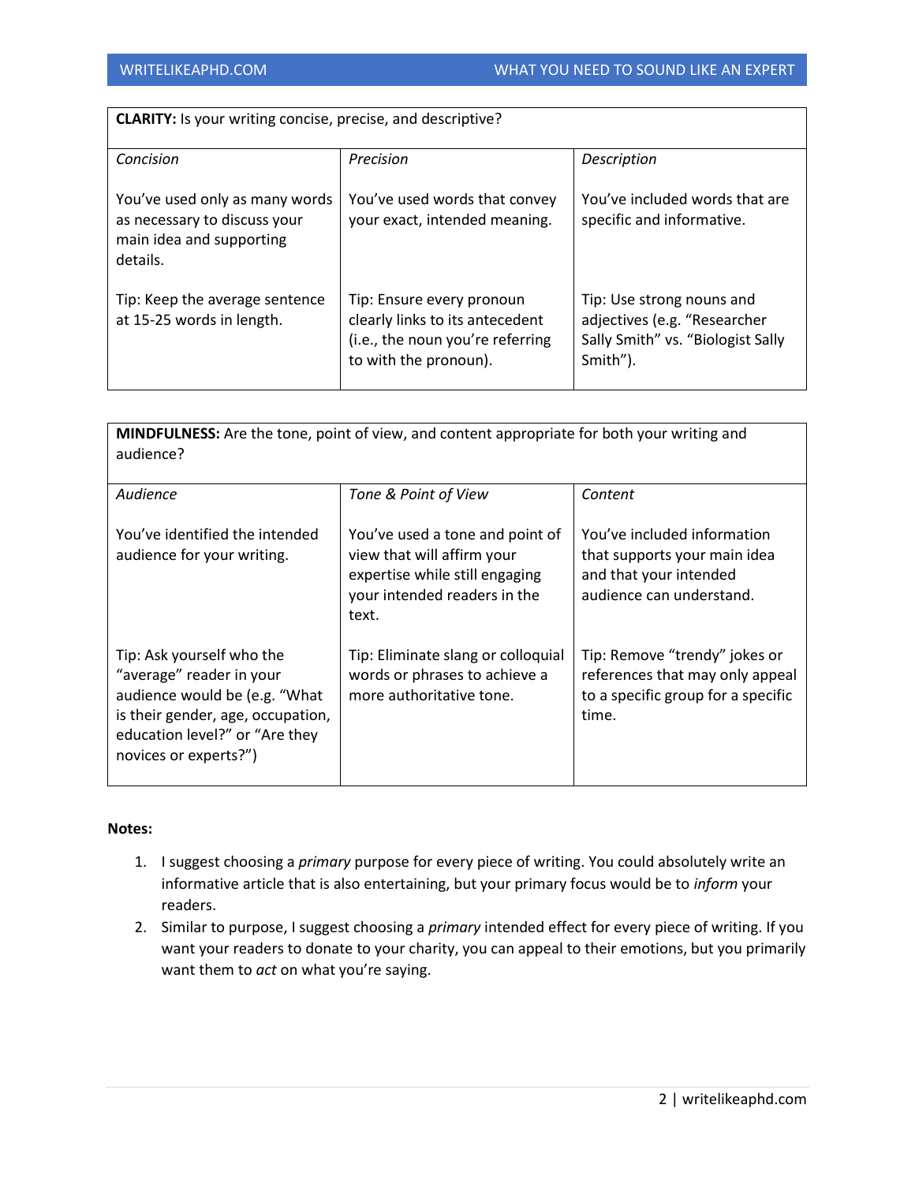| **CLARITY:** Is your writing concise, precise, and descriptive? | | |
|---|---|---|
| *Concision*<br><br>You've used only as many words as necessary to discuss your main idea and supporting details.<br><br>Tip: Keep the average sentence at 15-25 words in length. | *Precision*<br><br>You've used words that convey your exact, intended meaning.<br><br>Tip: Ensure every pronoun clearly links to its antecedent (i.e., the noun you're referring to with the pronoun). | *Description*<br><br>You've included words that are specific and informative.<br><br>Tip: Use strong nouns and adjectives (e.g. "Researcher Sally Smith" vs. "Biologist Sally Smith"). |

| **MINDFULNESS:** Are the tone, point of view, and content appropriate for both your writing and audience? | | |
|---|---|---|
| *Audience*<br><br>You've identified the intended audience for your writing.<br><br>Tip: Ask yourself who the "average" reader in your audience would be (e.g. "What is their gender, age, occupation, education level?" or "Are they novices or experts?") | *Tone & Point of View*<br><br>You've used a tone and point of view that will affirm your expertise while still engaging your intended readers in the text.<br><br>Tip: Eliminate slang or colloquial words or phrases to achieve a more authoritative tone. | *Content*<br><br>You've included information that supports your main idea and that your intended audience can understand.<br><br>Tip: Remove "trendy" jokes or references that may only appeal to a specific group for a specific time. |

**Notes:**

1. I suggest choosing a *primary* purpose for every piece of writing. You could absolutely write an informative article that is also entertaining, but your primary focus would be to *inform* your readers.
2. Similar to purpose, I suggest choosing a *primary* intended effect for every piece of writing. If you want your readers to donate to your charity, you can appeal to their emotions, but you primarily want them to *act* on what you're saying.